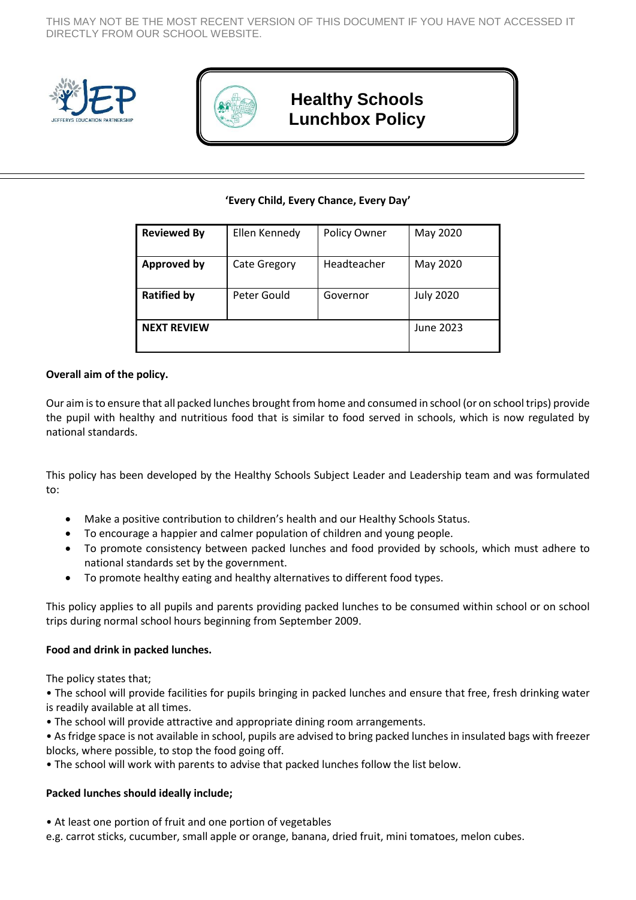THIS MAY NOT BE THE MOST RECENT VERSION OF THIS DOCUMENT IF YOU HAVE NOT ACCESSED IT DIRECTLY FROM OUR SCHOOL WEBSITE.

JEFFERYS EDUCATION PARTNERSHIP

# Healthy Schools Lunchbox Policy

**'Every Child, Every Chance, Every Day'**

| **Reviewed By** | Ellen Kennedy | Policy Owner | May 2020 |
|---|---|---|---|
| **Approved by** | Cate Gregory | Headteacher | May 2020 |
| **Ratified by** | Peter Gould | Governor | July 2020 |
| **NEXT REVIEW** | | | June 2023 |

**Overall aim of the policy.**

Our aim is to ensure that all packed lunches brought from home and consumed in school (or on school trips) provide the pupil with healthy and nutritious food that is similar to food served in schools, which is now regulated by national standards.

This policy has been developed by the Healthy Schools Subject Leader and Leadership team and was formulated to:

- Make a positive contribution to children's health and our Healthy Schools Status.
- To encourage a happier and calmer population of children and young people.
- To promote consistency between packed lunches and food provided by schools, which must adhere to national standards set by the government.
- To promote healthy eating and healthy alternatives to different food types.

This policy applies to all pupils and parents providing packed lunches to be consumed within school or on school trips during normal school hours beginning from September 2009.

**Food and drink in packed lunches.**

The policy states that;

• The school will provide facilities for pupils bringing in packed lunches and ensure that free, fresh drinking water is readily available at all times.
• The school will provide attractive and appropriate dining room arrangements.
• As fridge space is not available in school, pupils are advised to bring packed lunches in insulated bags with freezer blocks, where possible, to stop the food going off.
• The school will work with parents to advise that packed lunches follow the list below.

**Packed lunches should ideally include;**

• At least one portion of fruit and one portion of vegetables
e.g. carrot sticks, cucumber, small apple or orange, banana, dried fruit, mini tomatoes, melon cubes.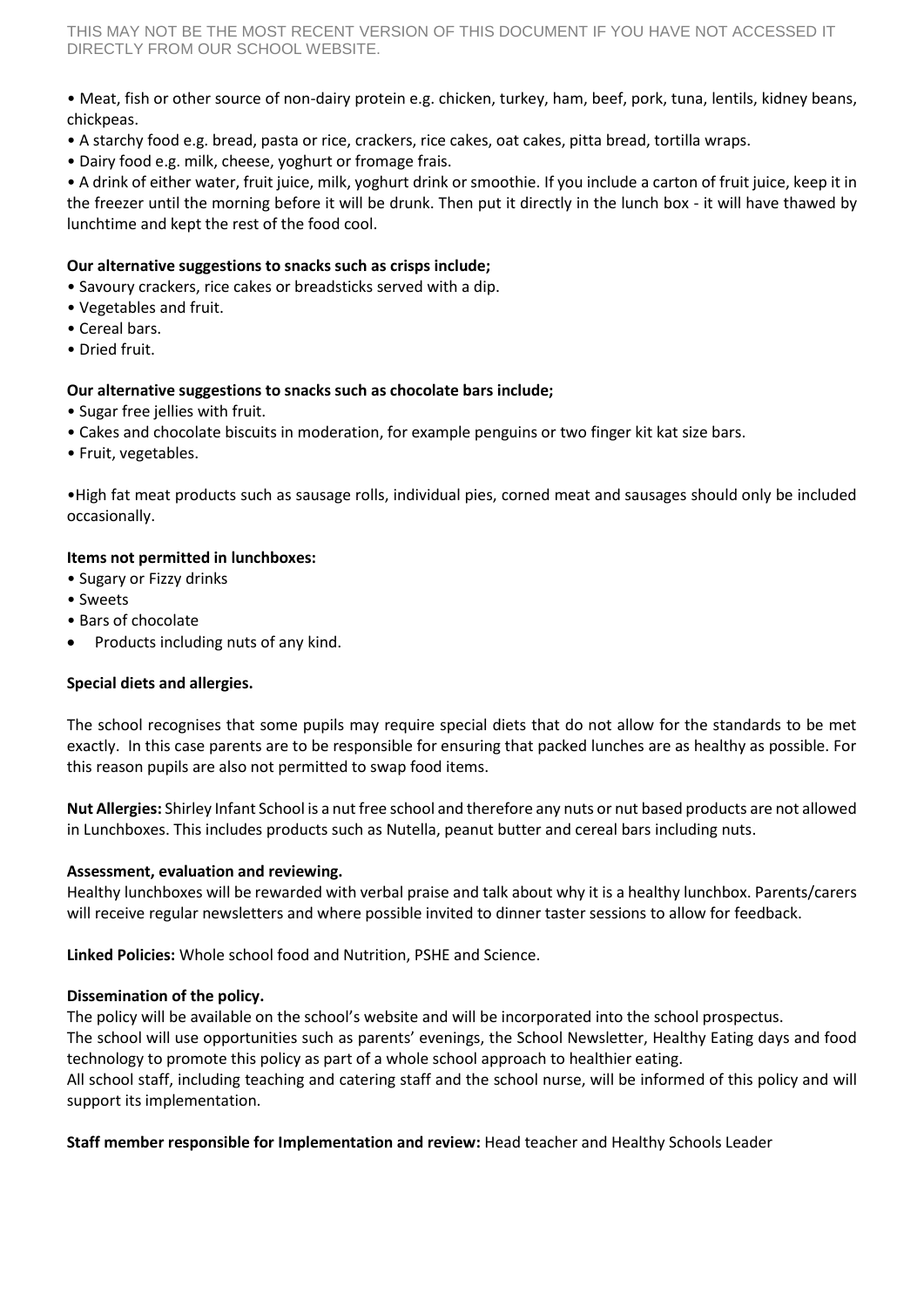• Meat, fish or other source of non-dairy protein e.g. chicken, turkey, ham, beef, pork, tuna, lentils, kidney beans, chickpeas.
• A starchy food e.g. bread, pasta or rice, crackers, rice cakes, oat cakes, pitta bread, tortilla wraps.
• Dairy food e.g. milk, cheese, yoghurt or fromage frais.
• A drink of either water, fruit juice, milk, yoghurt drink or smoothie. If you include a carton of fruit juice, keep it in the freezer until the morning before it will be drunk. Then put it directly in the lunch box - it will have thawed by lunchtime and kept the rest of the food cool.

**Our alternative suggestions to snacks such as crisps include;**

• Savoury crackers, rice cakes or breadsticks served with a dip.
• Vegetables and fruit.
• Cereal bars.
• Dried fruit.

**Our alternative suggestions to snacks such as chocolate bars include;**

• Sugar free jellies with fruit.
• Cakes and chocolate biscuits in moderation, for example penguins or two finger kit kat size bars.
• Fruit, vegetables.

•High fat meat products such as sausage rolls, individual pies, corned meat and sausages should only be included occasionally.

**Items not permitted in lunchboxes:**

• Sugary or Fizzy drinks
• Sweets
• Bars of chocolate
• Products including nuts of any kind.

**Special diets and allergies.**

The school recognises that some pupils may require special diets that do not allow for the standards to be met exactly. In this case parents are to be responsible for ensuring that packed lunches are as healthy as possible. For this reason pupils are also not permitted to swap food items.

**Nut Allergies:** Shirley Infant School is a nut free school and therefore any nuts or nut based products are not allowed in Lunchboxes. This includes products such as Nutella, peanut butter and cereal bars including nuts.

**Assessment, evaluation and reviewing.**

Healthy lunchboxes will be rewarded with verbal praise and talk about why it is a healthy lunchbox. Parents/carers will receive regular newsletters and where possible invited to dinner taster sessions to allow for feedback.

**Linked Policies:** Whole school food and Nutrition, PSHE and Science.

**Dissemination of the policy.**

The policy will be available on the school's website and will be incorporated into the school prospectus.
The school will use opportunities such as parents' evenings, the School Newsletter, Healthy Eating days and food technology to promote this policy as part of a whole school approach to healthier eating.
All school staff, including teaching and catering staff and the school nurse, will be informed of this policy and will support its implementation.

**Staff member responsible for Implementation and review:** Head teacher and Healthy Schools Leader